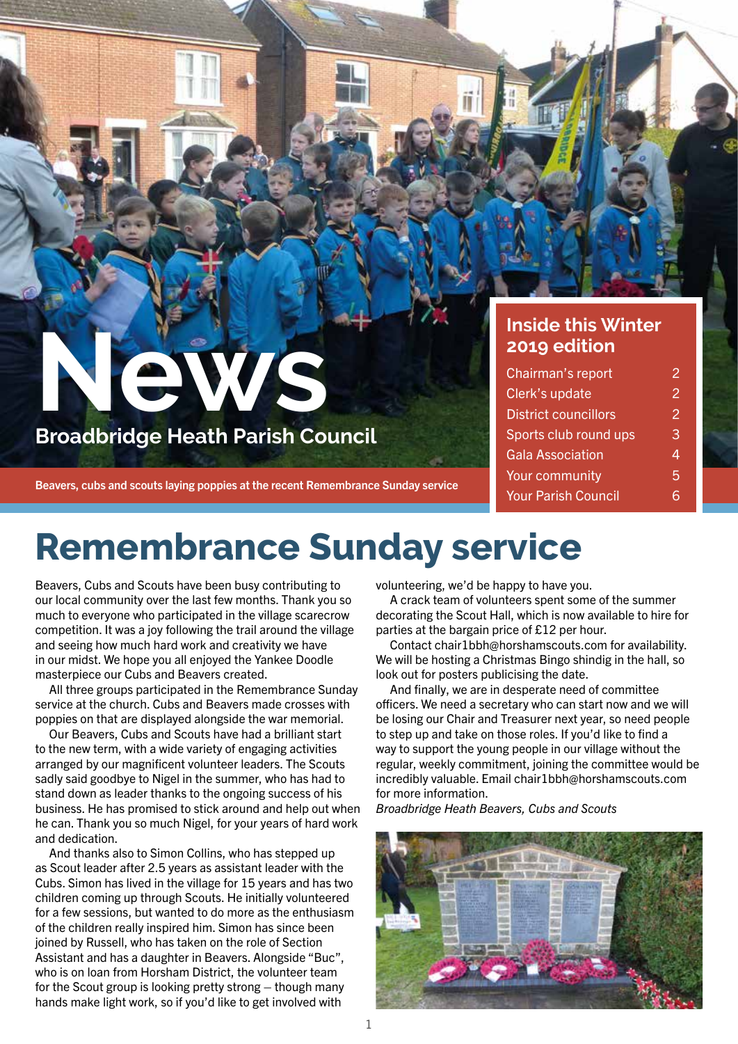# News

## Broadbridge Heath Parish Council

Beavers, cubs and scouts laying poppies at the recent Remembrance Sunday service

### Inside this Winter 2019 edition

| | |
|---|---|
| Chairman's report | 2 |
| Clerk's update | 2 |
| District councillors | 2 |
| Sports club round ups | 3 |
| Gala Association | 4 |
| Your community | 5 |
| Your Parish Council | 6 |

# Remembrance Sunday service

Beavers, Cubs and Scouts have been busy contributing to our local community over the last few months. Thank you so much to everyone who participated in the village scarecrow competition. It was a joy following the trail around the village and seeing how much hard work and creativity we have in our midst. We hope you all enjoyed the Yankee Doodle masterpiece our Cubs and Beavers created.

All three groups participated in the Remembrance Sunday service at the church. Cubs and Beavers made crosses with poppies on that are displayed alongside the war memorial.

Our Beavers, Cubs and Scouts have had a brilliant start to the new term, with a wide variety of engaging activities arranged by our magnificent volunteer leaders. The Scouts sadly said goodbye to Nigel in the summer, who has had to stand down as leader thanks to the ongoing success of his business. He has promised to stick around and help out when he can. Thank you so much Nigel, for your years of hard work and dedication.

And thanks also to Simon Collins, who has stepped up as Scout leader after 2.5 years as assistant leader with the Cubs. Simon has lived in the village for 15 years and has two children coming up through Scouts. He initially volunteered for a few sessions, but wanted to do more as the enthusiasm of the children really inspired him. Simon has since been joined by Russell, who has taken on the role of Section Assistant and has a daughter in Beavers. Alongside "Buc", who is on loan from Horsham District, the volunteer team for the Scout group is looking pretty strong – though many hands make light work, so if you'd like to get involved with volunteering, we'd be happy to have you.

A crack team of volunteers spent some of the summer decorating the Scout Hall, which is now available to hire for parties at the bargain price of £12 per hour.

Contact chair1bbh@horshamscouts.com for availability. We will be hosting a Christmas Bingo shindig in the hall, so look out for posters publicising the date.

And finally, we are in desperate need of committee officers. We need a secretary who can start now and we will be losing our Chair and Treasurer next year, so need people to step up and take on those roles. If you'd like to find a way to support the young people in our village without the regular, weekly commitment, joining the committee would be incredibly valuable. Email chair1bbh@horshamscouts.com for more information.

*Broadbridge Heath Beavers, Cubs and Scouts*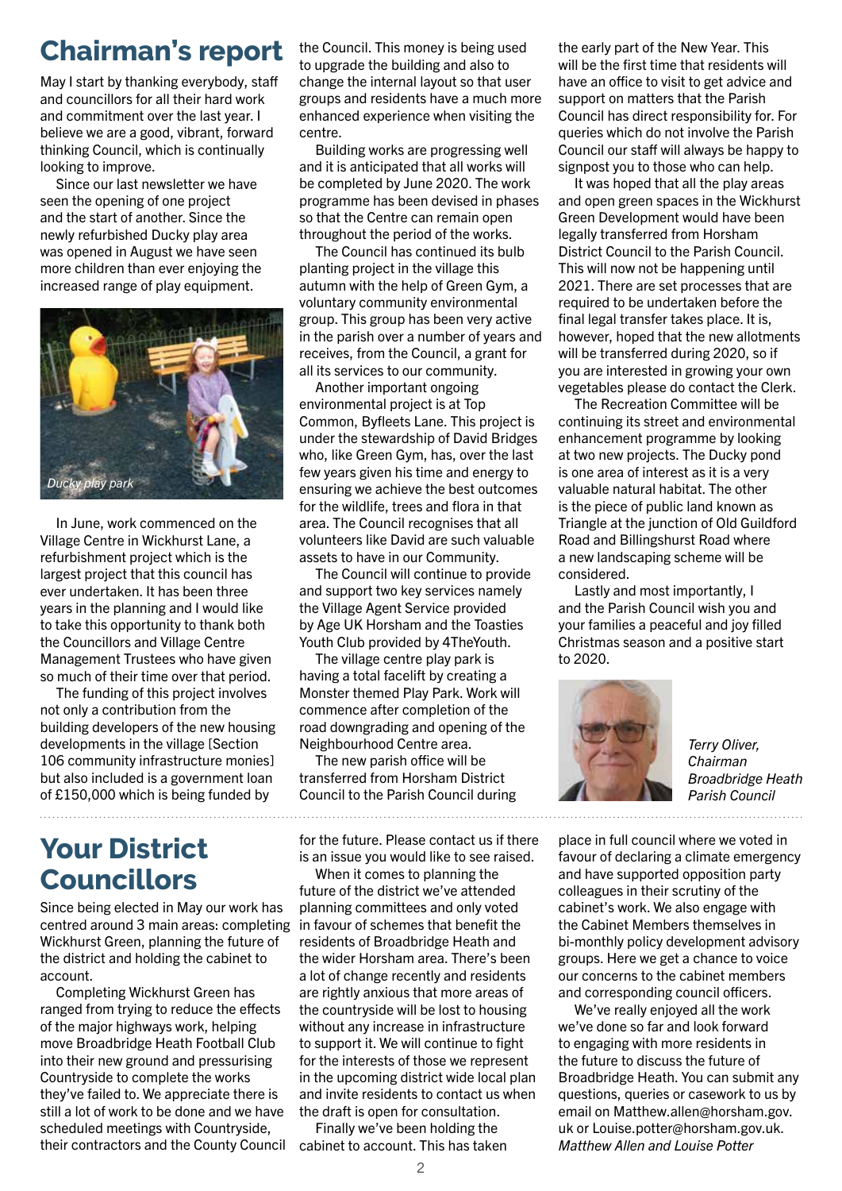# Chairman's report

May I start by thanking everybody, staff and councillors for all their hard work and commitment over the last year. I believe we are a good, vibrant, forward thinking Council, which is continually looking to improve.

Since our last newsletter we have seen the opening of one project and the start of another. Since the newly refurbished Ducky play area was opened in August we have seen more children than ever enjoying the increased range of play equipment.

*Ducky play park*

In June, work commenced on the Village Centre in Wickhurst Lane, a refurbishment project which is the largest project that this council has ever undertaken. It has been three years in the planning and I would like to take this opportunity to thank both the Councillors and Village Centre Management Trustees who have given so much of their time over that period.

The funding of this project involves not only a contribution from the building developers of the new housing developments in the village [Section 106 community infrastructure monies] but also included is a government loan of £150,000 which is being funded by the Council. This money is being used to upgrade the building and also to change the internal layout so that user groups and residents have a much more enhanced experience when visiting the centre.

Building works are progressing well and it is anticipated that all works will be completed by June 2020. The work programme has been devised in phases so that the Centre can remain open throughout the period of the works.

The Council has continued its bulb planting project in the village this autumn with the help of Green Gym, a voluntary community environmental group. This group has been very active in the parish over a number of years and receives, from the Council, a grant for all its services to our community.

Another important ongoing environmental project is at Top Common, Byfleets Lane. This project is under the stewardship of David Bridges who, like Green Gym, has, over the last few years given his time and energy to ensuring we achieve the best outcomes for the wildlife, trees and flora in that area. The Council recognises that all volunteers like David are such valuable assets to have in our Community.

The Council will continue to provide and support two key services namely the Village Agent Service provided by Age UK Horsham and the Toasties Youth Club provided by 4TheYouth.

The village centre play park is having a total facelift by creating a Monster themed Play Park. Work will commence after completion of the road downgrading and opening of the Neighbourhood Centre area.

The new parish office will be transferred from Horsham District Council to the Parish Council during the early part of the New Year. This will be the first time that residents will have an office to visit to get advice and support on matters that the Parish Council has direct responsibility for. For queries which do not involve the Parish Council our staff will always be happy to signpost you to those who can help.

It was hoped that all the play areas and open green spaces in the Wickhurst Green Development would have been legally transferred from Horsham District Council to the Parish Council. This will now not be happening until 2021. There are set processes that are required to be undertaken before the final legal transfer takes place. It is, however, hoped that the new allotments will be transferred during 2020, so if you are interested in growing your own vegetables please do contact the Clerk.

The Recreation Committee will be continuing its street and environmental enhancement programme by looking at two new projects. The Ducky pond is one area of interest as it is a very valuable natural habitat. The other is the piece of public land known as Triangle at the junction of Old Guildford Road and Billingshurst Road where a new landscaping scheme will be considered.

Lastly and most importantly, I and the Parish Council wish you and your families a peaceful and joy filled Christmas season and a positive start to 2020.

*Terry Oliver, Chairman Broadbridge Heath Parish Council*

# Your District Councillors

Since being elected in May our work has centred around 3 main areas: completing Wickhurst Green, planning the future of the district and holding the cabinet to account.

Completing Wickhurst Green has ranged from trying to reduce the effects of the major highways work, helping move Broadbridge Heath Football Club into their new ground and pressurising Countryside to complete the works they've failed to. We appreciate there is still a lot of work to be done and we have scheduled meetings with Countryside, their contractors and the County Council for the future. Please contact us if there is an issue you would like to see raised.

When it comes to planning the future of the district we've attended planning committees and only voted in favour of schemes that benefit the residents of Broadbridge Heath and the wider Horsham area. There's been a lot of change recently and residents are rightly anxious that more areas of the countryside will be lost to housing without any increase in infrastructure to support it. We will continue to fight for the interests of those we represent in the upcoming district wide local plan and invite residents to contact us when the draft is open for consultation.

Finally we've been holding the cabinet to account. This has taken place in full council where we voted in favour of declaring a climate emergency and have supported opposition party colleagues in their scrutiny of the cabinet's work. We also engage with the Cabinet Members themselves in bi-monthly policy development advisory groups. Here we get a chance to voice our concerns to the cabinet members and corresponding council officers.

We've really enjoyed all the work we've done so far and look forward to engaging with more residents in the future to discuss the future of Broadbridge Heath. You can submit any questions, queries or concerns to us by email on Matthew.allen@horsham.gov.uk or Louise.potter@horsham.gov.uk.

*Matthew Allen and Louise Potter*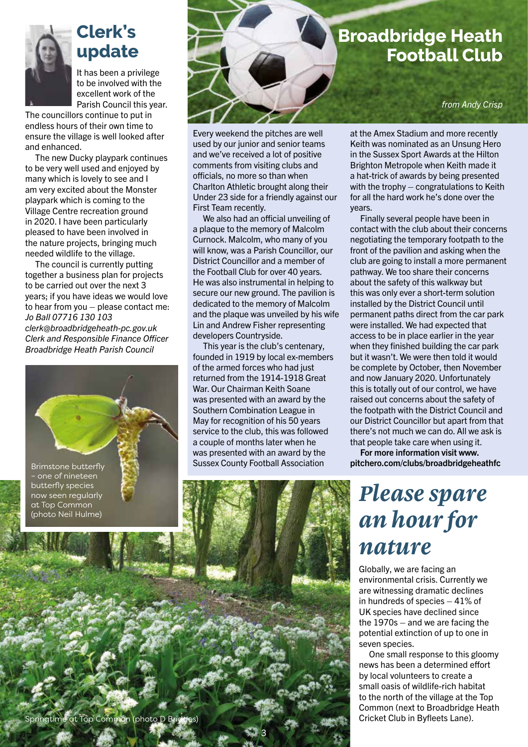## Clerk's update

It has been a privilege to be involved with the excellent work of the Parish Council this year. The councillors continue to put in endless hours of their own time to ensure the village is well looked after and enhanced.

The new Ducky playpark continues to be very well used and enjoyed by many which is lovely to see and I am very excited about the Monster playpark which is coming to the Village Centre recreation ground in 2020. I have been particularly pleased to have been involved in the nature projects, bringing much needed wildlife to the village.

The council is currently putting together a business plan for projects to be carried out over the next 3 years; if you have ideas we would love to hear from you – please contact me:
*Jo Ball 07716 130 103*
*clerk@broadbridgeheath-pc.gov.uk*
*Clerk and Responsible Finance Officer*
*Broadbridge Heath Parish Council*

Brimstone butterfly – one of nineteen butterfly species now seen regularly at Top Common (photo Neil Hulme)

Springtime at Top Common (photo D Bridges)

## Broadbridge Heath Football Club

*from Andy Crisp*

Every weekend the pitches are well used by our junior and senior teams and we've received a lot of positive comments from visiting clubs and officials, no more so than when Charlton Athletic brought along their Under 23 side for a friendly against our First Team recently.

We also had an official unveiling of a plaque to the memory of Malcolm Curnock. Malcolm, who many of you will know, was a Parish Councillor, our District Councillor and a member of the Football Club for over 40 years. He was also instrumental in helping to secure our new ground. The pavilion is dedicated to the memory of Malcolm and the plaque was unveiled by his wife Lin and Andrew Fisher representing developers Countryside.

This year is the club's centenary, founded in 1919 by local ex-members of the armed forces who had just returned from the 1914-1918 Great War. Our Chairman Keith Soane was presented with an award by the Southern Combination League in May for recognition of his 50 years service to the club, this was followed a couple of months later when he was presented with an award by the Sussex County Football Association at the Amex Stadium and more recently Keith was nominated as an Unsung Hero in the Sussex Sport Awards at the Hilton Brighton Metropole when Keith made it a hat-trick of awards by being presented with the trophy – congratulations to Keith for all the hard work he's done over the years.

Finally several people have been in contact with the club about their concerns negotiating the temporary footpath to the front of the pavilion and asking when the club are going to install a more permanent pathway. We too share their concerns about the safety of this walkway but this was only ever a short-term solution installed by the District Council until permanent paths direct from the car park were installed. We had expected that access to be in place earlier in the year when they finished building the car park but it wasn't. We were then told it would be complete by October, then November and now January 2020. Unfortunately this is totally out of our control, we have raised out concerns about the safety of the footpath with the District Council and our District Councillor but apart from that there's not much we can do. All we ask is that people take care when using it.

**For more information visit www.pitchero.com/clubs/broadbridgeheathfc**

## *Please spare an hour for nature*

Globally, we are facing an environmental crisis. Currently we are witnessing dramatic declines in hundreds of species – 41% of UK species have declined since the 1970s – and we are facing the potential extinction of up to one in seven species.

One small response to this gloomy news has been a determined effort by local volunteers to create a small oasis of wildlife-rich habitat to the north of the village at the Top Common (next to Broadbridge Heath Cricket Club in Byfleets Lane).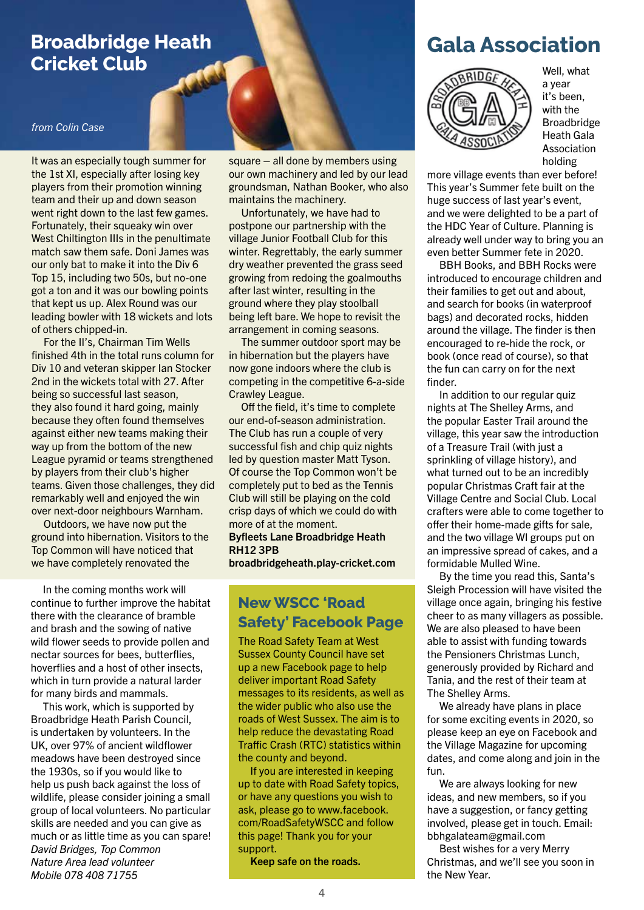# Broadbridge Heath Cricket Club

*from Colin Case*

It was an especially tough summer for the 1st XI, especially after losing key players from their promotion winning team and their up and down season went right down to the last few games. Fortunately, their squeaky win over West Chiltington IIIs in the penultimate match saw them safe. Doni James was our only bat to make it into the Div 6 Top 15, including two 50s, but no-one got a ton and it was our bowling points that kept us up. Alex Round was our leading bowler with 18 wickets and lots of others chipped-in.

For the II's, Chairman Tim Wells finished 4th in the total runs column for Div 10 and veteran skipper Ian Stocker 2nd in the wickets total with 27. After being so successful last season, they also found it hard going, mainly because they often found themselves against either new teams making their way up from the bottom of the new League pyramid or teams strengthened by players from their club's higher teams. Given those challenges, they did remarkably well and enjoyed the win over next-door neighbours Warnham.

Outdoors, we have now put the ground into hibernation. Visitors to the Top Common will have noticed that we have completely renovated the square – all done by members using our own machinery and led by our lead groundsman, Nathan Booker, who also maintains the machinery.

Unfortunately, we have had to postpone our partnership with the village Junior Football Club for this winter. Regrettably, the early summer dry weather prevented the grass seed growing from redoing the goalmouths after last winter, resulting in the ground where they play stoolball being left bare. We hope to revisit the arrangement in coming seasons.

The summer outdoor sport may be in hibernation but the players have now gone indoors where the club is competing in the competitive 6-a-side Crawley League.

Off the field, it's time to complete our end-of-season administration. The Club has run a couple of very successful fish and chip quiz nights led by question master Matt Tyson. Of course the Top Common won't be completely put to bed as the Tennis Club will still be playing on the cold crisp days of which we could do with more of at the moment.

**Byfleets Lane Broadbridge Heath RH12 3PB**
**broadbridgeheath.play-cricket.com**

In the coming months work will continue to further improve the habitat there with the clearance of bramble and brash and the sowing of native wild flower seeds to provide pollen and nectar sources for bees, butterflies, hoverflies and a host of other insects, which in turn provide a natural larder for many birds and mammals.

This work, which is supported by Broadbridge Heath Parish Council, is undertaken by volunteers. In the UK, over 97% of ancient wildflower meadows have been destroyed since the 1930s, so if you would like to help us push back against the loss of wildlife, please consider joining a small group of local volunteers. No particular skills are needed and you can give as much or as little time as you can spare!

*David Bridges, Top Common Nature Area lead volunteer*
*Mobile 078 408 71755*

## New WSCC 'Road Safety' Facebook Page

The Road Safety Team at West Sussex County Council have set up a new Facebook page to help deliver important Road Safety messages to its residents, as well as the wider public who also use the roads of West Sussex. The aim is to help reduce the devastating Road Traffic Crash (RTC) statistics within the county and beyond.

If you are interested in keeping up to date with Road Safety topics, or have any questions you wish to ask, please go to www.facebook.com/RoadSafetyWSCC and follow this page! Thank you for your support.

**Keep safe on the roads.**

# Gala Association

Well, what a year it's been, with the Broadbridge Heath Gala Association holding more village events than ever before! This year's Summer fete built on the huge success of last year's event, and we were delighted to be a part of the HDC Year of Culture. Planning is already well under way to bring you an even better Summer fete in 2020.

BBH Books, and BBH Rocks were introduced to encourage children and their families to get out and about, and search for books (in waterproof bags) and decorated rocks, hidden around the village. The finder is then encouraged to re-hide the rock, or book (once read of course), so that the fun can carry on for the next finder.

In addition to our regular quiz nights at The Shelley Arms, and the popular Easter Trail around the village, this year saw the introduction of a Treasure Trail (with just a sprinkling of village history), and what turned out to be an incredibly popular Christmas Craft fair at the Village Centre and Social Club. Local crafters were able to come together to offer their home-made gifts for sale, and the two village WI groups put on an impressive spread of cakes, and a formidable Mulled Wine.

By the time you read this, Santa's Sleigh Procession will have visited the village once again, bringing his festive cheer to as many villagers as possible. We are also pleased to have been able to assist with funding towards the Pensioners Christmas Lunch, generously provided by Richard and Tania, and the rest of their team at The Shelley Arms.

We already have plans in place for some exciting events in 2020, so please keep an eye on Facebook and the Village Magazine for upcoming dates, and come along and join in the fun.

We are always looking for new ideas, and new members, so if you have a suggestion, or fancy getting involved, please get in touch. Email: bbhgalateam@gmail.com

Best wishes for a very Merry Christmas, and we'll see you soon in the New Year.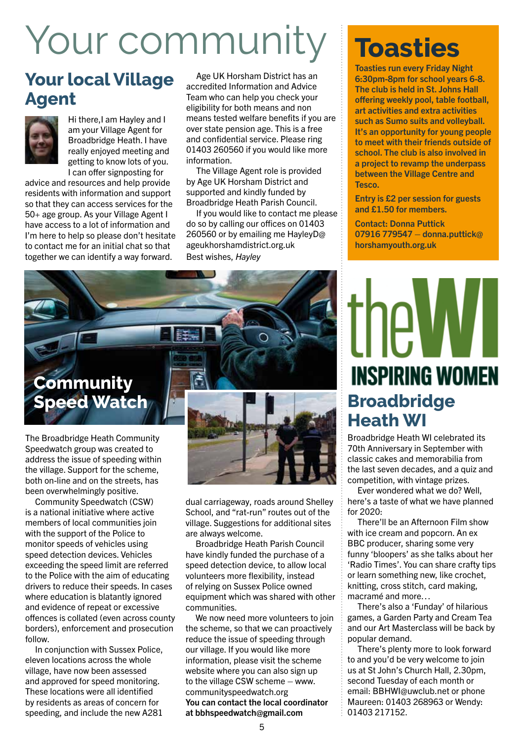# Your community

## Your local Village Agent

Hi there,I am Hayley and I am your Village Agent for Broadbridge Heath. I have really enjoyed meeting and getting to know lots of you. I can offer signposting for advice and resources and help provide residents with information and support so that they can access services for the 50+ age group. As your Village Agent I have access to a lot of information and I'm here to help so please don't hesitate to contact me for an initial chat so that together we can identify a way forward.

Age UK Horsham District has an accredited Information and Advice Team who can help you check your eligibility for both means and non means tested welfare benefits if you are over state pension age. This is a free and confidential service. Please ring 01403 260560 if you would like more information.

The Village Agent role is provided by Age UK Horsham District and supported and kindly funded by Broadbridge Heath Parish Council.

If you would like to contact me please do so by calling our offices on 01403 260560 or by emailing me HayleyD@ageukhorshamdistrict.org.uk

Best wishes, *Hayley*

## Community Speed Watch

The Broadbridge Heath Community Speedwatch group was created to address the issue of speeding within the village. Support for the scheme, both on-line and on the streets, has been overwhelmingly positive.

Community Speedwatch (CSW) is a national initiative where active members of local communities join with the support of the Police to monitor speeds of vehicles using speed detection devices. Vehicles exceeding the speed limit are referred to the Police with the aim of educating drivers to reduce their speeds. In cases where education is blatantly ignored and evidence of repeat or excessive offences is collated (even across county borders), enforcement and prosecution follow.

In conjunction with Sussex Police, eleven locations across the whole village, have now been assessed and approved for speed monitoring. These locations were all identified by residents as areas of concern for speeding, and include the new A281 dual carriageway, roads around Shelley School, and "rat-run" routes out of the village. Suggestions for additional sites are always welcome.

Broadbridge Heath Parish Council have kindly funded the purchase of a speed detection device, to allow local volunteers more flexibility, instead of relying on Sussex Police owned equipment which was shared with other communities.

We now need more volunteers to join the scheme, so that we can proactively reduce the issue of speeding through our village. If you would like more information, please visit the scheme website where you can also sign up to the village CSW scheme – www.communityspeedwatch.org

**You can contact the local coordinator at bbhspeedwatch@gmail.com**

## Toasties

**Toasties run every Friday Night 6:30pm-8pm for school years 6-8. The club is held in St. Johns Hall offering weekly pool, table football, art activities and extra activities such as Sumo suits and volleyball. It's an opportunity for young people to meet with their friends outside of school. The club is also involved in a project to revamp the underpass between the Village Centre and Tesco.**

**Entry is £2 per session for guests and £1.50 for members.**

**Contact: Donna Puttick 07916 779547 – donna.puttick@horshamyouth.org.uk**

the WI
INSPIRING WOMEN

## Broadbridge Heath WI

Broadbridge Heath WI celebrated its 70th Anniversary in September with classic cakes and memorabilia from the last seven decades, and a quiz and competition, with vintage prizes.

Ever wondered what we do? Well, here's a taste of what we have planned for 2020:

There'll be an Afternoon Film show with ice cream and popcorn. An ex BBC producer, sharing some very funny 'bloopers' as she talks about her 'Radio Times'. You can share crafty tips or learn something new, like crochet, knitting, cross stitch, card making, macramé and more…

There's also a 'Funday' of hilarious games, a Garden Party and Cream Tea and our Art Masterclass will be back by popular demand.

There's plenty more to look forward to and you'd be very welcome to join us at St John's Church Hall, 2.30pm, second Tuesday of each month or email: BBHWI@uwclub.net or phone Maureen: 01403 268963 or Wendy: 01403 217152.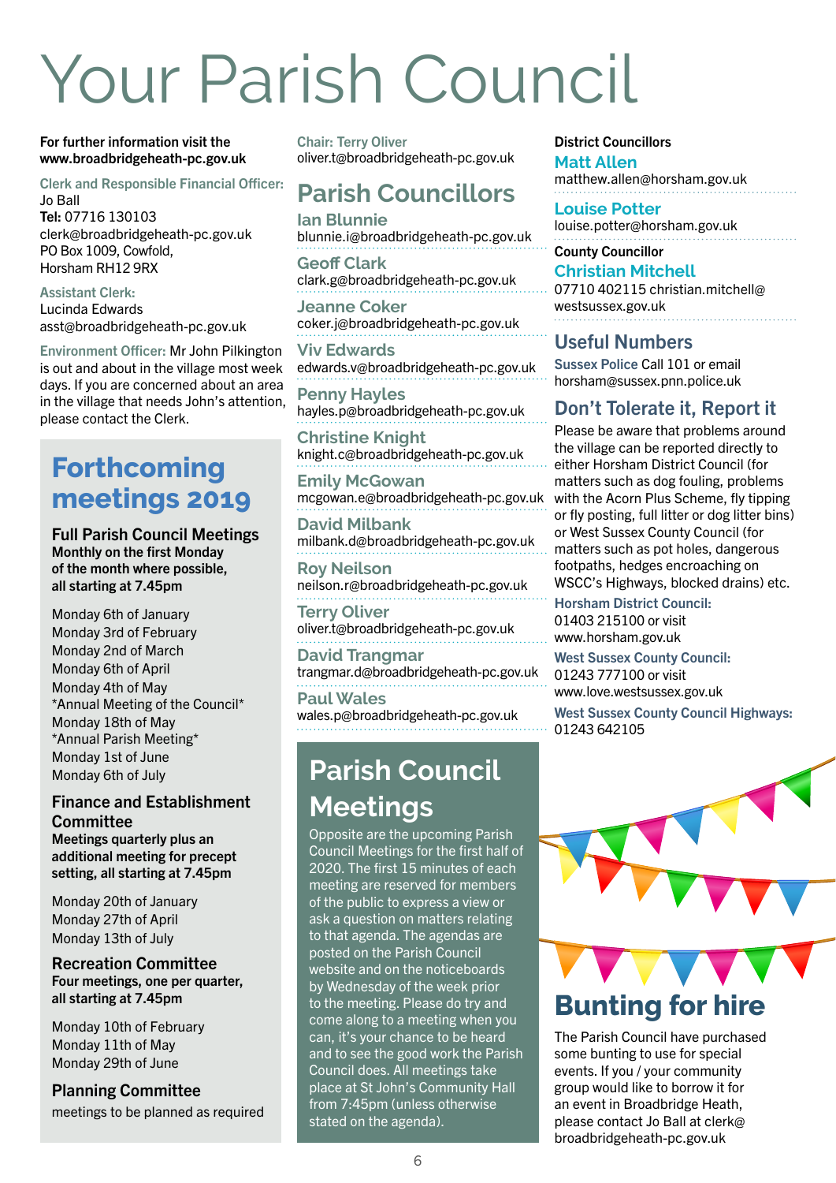# Your Parish Council

**For further information visit the www.broadbridgeheath-pc.gov.uk**

**Clerk and Responsible Financial Officer:**
Jo Ball
**Tel:** 07716 130103
clerk@broadbridgeheath-pc.gov.uk
PO Box 1009, Cowfold,
Horsham RH12 9RX

**Assistant Clerk:**
Lucinda Edwards
asst@broadbridgeheath-pc.gov.uk

**Environment Officer:** Mr John Pilkington is out and about in the village most week days. If you are concerned about an area in the village that needs John's attention, please contact the Clerk.

## Forthcoming meetings 2019

### Full Parish Council Meetings

**Monthly on the first Monday of the month where possible, all starting at 7.45pm**

Monday 6th of January
Monday 3rd of February
Monday 2nd of March
Monday 6th of April
Monday 4th of May
*Annual Meeting of the Council*
Monday 18th of May
*Annual Parish Meeting*
Monday 1st of June
Monday 6th of July

### Finance and Establishment Committee

**Meetings quarterly plus an additional meeting for precept setting, all starting at 7.45pm**

Monday 20th of January
Monday 27th of April
Monday 13th of July

### Recreation Committee

**Four meetings, one per quarter, all starting at 7.45pm**

Monday 10th of February
Monday 11th of May
Monday 29th of June

### Planning Committee

meetings to be planned as required

**Chair: Terry Oliver**
oliver.t@broadbridgeheath-pc.gov.uk

## Parish Councillors

**Ian Blunnie**
blunnie.i@broadbridgeheath-pc.gov.uk

**Geoff Clark**
clark.g@broadbridgeheath-pc.gov.uk

**Jeanne Coker**
coker.j@broadbridgeheath-pc.gov.uk

**Viv Edwards**
edwards.v@broadbridgeheath-pc.gov.uk

**Penny Hayles**
hayles.p@broadbridgeheath-pc.gov.uk

**Christine Knight**
knight.c@broadbridgeheath-pc.gov.uk

**Emily McGowan**
mcgowan.e@broadbridgeheath-pc.gov.uk

**David Milbank**
milbank.d@broadbridgeheath-pc.gov.uk

**Roy Neilson**
neilson.r@broadbridgeheath-pc.gov.uk

**Terry Oliver**
oliver.t@broadbridgeheath-pc.gov.uk

**David Trangmar**
trangmar.d@broadbridgeheath-pc.gov.uk

**Paul Wales**
wales.p@broadbridgeheath-pc.gov.uk

## Parish Council Meetings

Opposite are the upcoming Parish Council Meetings for the first half of 2020. The first 15 minutes of each meeting are reserved for members of the public to express a view or ask a question on matters relating to that agenda. The agendas are posted on the Parish Council website and on the noticeboards by Wednesday of the week prior to the meeting. Please do try and come along to a meeting when you can, it's your chance to be heard and to see the good work the Parish Council does. All meetings take place at St John's Community Hall from 7:45pm (unless otherwise stated on the agenda).

**District Councillors**

**Matt Allen**
matthew.allen@horsham.gov.uk

**Louise Potter**
louise.potter@horsham.gov.uk

**County Councillor**

**Christian Mitchell**
07710 402115 christian.mitchell@westsussex.gov.uk

## Useful Numbers

**Sussex Police** Call 101 or email horsham@sussex.pnn.police.uk

## Don't Tolerate it, Report it

Please be aware that problems around the village can be reported directly to either Horsham District Council (for matters such as dog fouling, problems with the Acorn Plus Scheme, fly tipping or fly posting, full litter or dog litter bins) or West Sussex County Council (for matters such as pot holes, dangerous footpaths, hedges encroaching on WSCC's Highways, blocked drains) etc.

**Horsham District Council:**
01403 215100 or visit www.horsham.gov.uk

**West Sussex County Council:**
01243 777100 or visit www.love.westsussex.gov.uk

**West Sussex County Council Highways:**
01243 642105

## Bunting for hire

The Parish Council have purchased some bunting to use for special events. If you / your community group would like to borrow it for an event in Broadbridge Heath, please contact Jo Ball at clerk@broadbridgeheath-pc.gov.uk